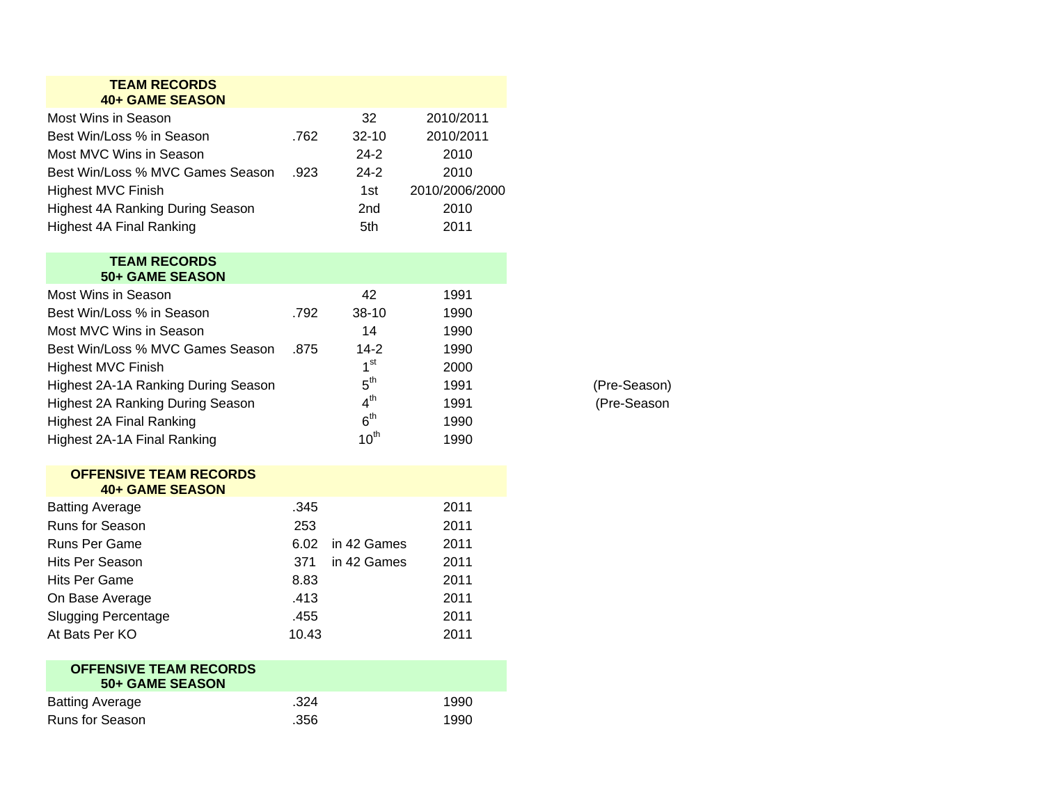## TEAM RECORDS
### 40+ GAME SEASON

| | | | |
|---|---|---|---|
| Most Wins in Season | | 32 | 2010/2011 |
| Best Win/Loss % in Season | .762 | 32-10 | 2010/2011 |
| Most MVC Wins in Season | | 24-2 | 2010 |
| Best Win/Loss % MVC Games Season | .923 | 24-2 | 2010 |
| Highest MVC Finish | | 1st | 2010/2006/2000 |
| Highest 4A Ranking During Season | | 2nd | 2010 |
| Highest 4A Final Ranking | | 5th | 2011 |

## TEAM RECORDS
### 50+ GAME SEASON

| | | | | |
|---|---|---|---|---|
| Most Wins in Season | | 42 | 1991 | |
| Best Win/Loss % in Season | .792 | 38-10 | 1990 | |
| Most MVC Wins in Season | | 14 | 1990 | |
| Best Win/Loss % MVC Games Season | .875 | 14-2 | 1990 | |
| Highest MVC Finish | | 1st | 2000 | |
| Highest 2A-1A Ranking During Season | | 5th | 1991 | (Pre-Season) |
| Highest 2A Ranking During Season | | 4th | 1991 | (Pre-Season |
| Highest 2A Final Ranking | | 6th | 1990 | |
| Highest 2A-1A Final Ranking | | 10th | 1990 | |

## OFFENSIVE TEAM RECORDS
### 40+ GAME SEASON

| | | | |
|---|---|---|---|
| Batting Average | .345 | | 2011 |
| Runs for Season | 253 | | 2011 |
| Runs Per Game | 6.02 | in 42 Games | 2011 |
| Hits Per Season | 371 | in 42 Games | 2011 |
| Hits Per Game | 8.83 | | 2011 |
| On Base Average | .413 | | 2011 |
| Slugging Percentage | .455 | | 2011 |
| At Bats Per KO | 10.43 | | 2011 |

## OFFENSIVE TEAM RECORDS
### 50+ GAME SEASON

| | | | |
|---|---|---|---|
| Batting Average | .324 | | 1990 |
| Runs for Season | .356 | | 1990 |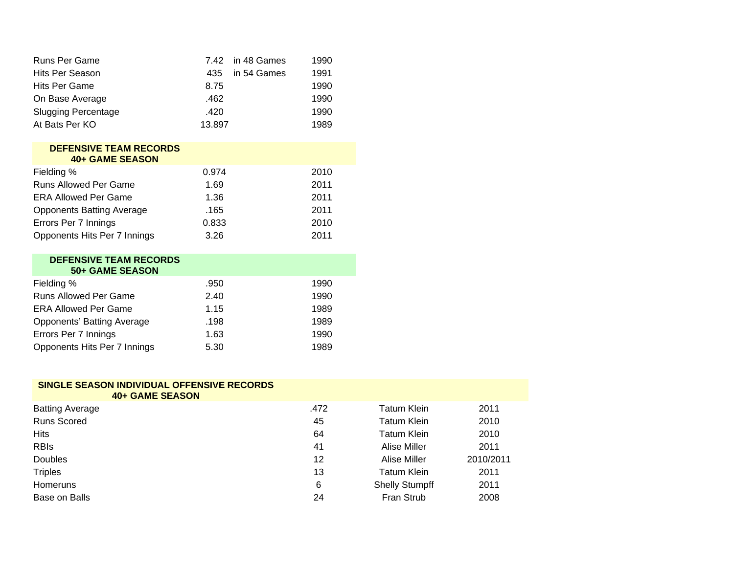| | | | |
|---|---|---|---|
| Runs Per Game | 7.42 | in 48 Games | 1990 |
| Hits Per Season | 435 | in 54 Games | 1991 |
| Hits Per Game | 8.75 | | 1990 |
| On Base Average | .462 | | 1990 |
| Slugging Percentage | .420 | | 1990 |
| At Bats Per KO | 13.897 | | 1989 |

## DEFENSIVE TEAM RECORDS 40+ GAME SEASON

| | | |
|---|---|---|
| Fielding % | 0.974 | 2010 |
| Runs Allowed Per Game | 1.69 | 2011 |
| ERA Allowed Per Game | 1.36 | 2011 |
| Opponents Batting Average | .165 | 2011 |
| Errors Per 7 Innings | 0.833 | 2010 |
| Opponents Hits Per 7 Innings | 3.26 | 2011 |

## DEFENSIVE TEAM RECORDS 50+ GAME SEASON

| | | |
|---|---|---|
| Fielding % | .950 | 1990 |
| Runs Allowed Per Game | 2.40 | 1990 |
| ERA Allowed Per Game | 1.15 | 1989 |
| Opponents' Batting Average | .198 | 1989 |
| Errors Per 7 Innings | 1.63 | 1990 |
| Opponents Hits Per 7 Innings | 5.30 | 1989 |

## SINGLE SEASON INDIVIDUAL OFFENSIVE RECORDS 40+ GAME SEASON

| | | | |
|---|---|---|---|
| Batting Average | .472 | Tatum Klein | 2011 |
| Runs Scored | 45 | Tatum Klein | 2010 |
| Hits | 64 | Tatum Klein | 2010 |
| RBIs | 41 | Alise Miller | 2011 |
| Doubles | 12 | Alise Miller | 2010/2011 |
| Triples | 13 | Tatum Klein | 2011 |
| Homeruns | 6 | Shelly Stumpff | 2011 |
| Base on Balls | 24 | Fran Strub | 2008 |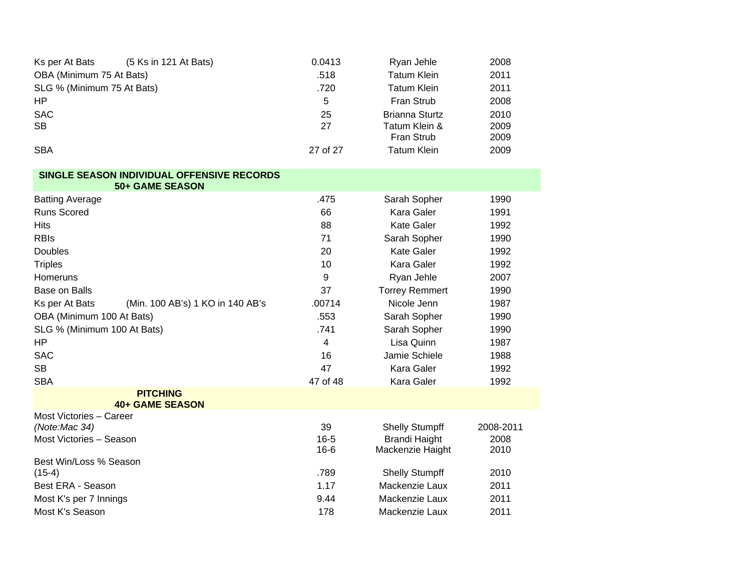| | | | |
|---|---|---|---|
| Ks per At Bats (5 Ks in 121 At Bats) | 0.0413 | Ryan Jehle | 2008 |
| OBA (Minimum 75 At Bats) | .518 | Tatum Klein | 2011 |
| SLG % (Minimum 75 At Bats) | .720 | Tatum Klein | 2011 |
| HP | 5 | Fran Strub | 2008 |
| SAC | 25 | Brianna Sturtz | 2010 |
| SB | 27 | Tatum Klein & Fran Strub | 2009 2009 |
| SBA | 27 of 27 | Tatum Klein | 2009 |

**SINGLE SEASON INDIVIDUAL OFFENSIVE RECORDS**
**50+ GAME SEASON**

| | | | |
|---|---|---|---|
| Batting Average | .475 | Sarah Sopher | 1990 |
| Runs Scored | 66 | Kara Galer | 1991 |
| Hits | 88 | Kate Galer | 1992 |
| RBIs | 71 | Sarah Sopher | 1990 |
| Doubles | 20 | Kate Galer | 1992 |
| Triples | 10 | Kara Galer | 1992 |
| Homeruns | 9 | Ryan Jehle | 2007 |
| Base on Balls | 37 | Torrey Remmert | 1990 |
| Ks per At Bats (Min. 100 AB's) 1 KO in 140 AB's | .00714 | Nicole Jenn | 1987 |
| OBA (Minimum 100 At Bats) | .553 | Sarah Sopher | 1990 |
| SLG % (Minimum 100 At Bats) | .741 | Sarah Sopher | 1990 |
| HP | 4 | Lisa Quinn | 1987 |
| SAC | 16 | Jamie Schiele | 1988 |
| SB | 47 | Kara Galer | 1992 |
| SBA | 47 of 48 | Kara Galer | 1992 |

**PITCHING**
**40+ GAME SEASON**

| | | | |
|---|---|---|---|
| Most Victories – Career *(Note:Mac 34)* | 39 | Shelly Stumpff | 2008-2011 |
| Most Victories – Season | 16-5<br>16-6 | Brandi Haight<br>Mackenzie Haight | 2008<br>2010 |
| Best Win/Loss % Season (15-4) | .789 | Shelly Stumpff | 2010 |
| Best ERA - Season | 1.17 | Mackenzie Laux | 2011 |
| Most K's per 7 Innings | 9.44 | Mackenzie Laux | 2011 |
| Most K's Season | 178 | Mackenzie Laux | 2011 |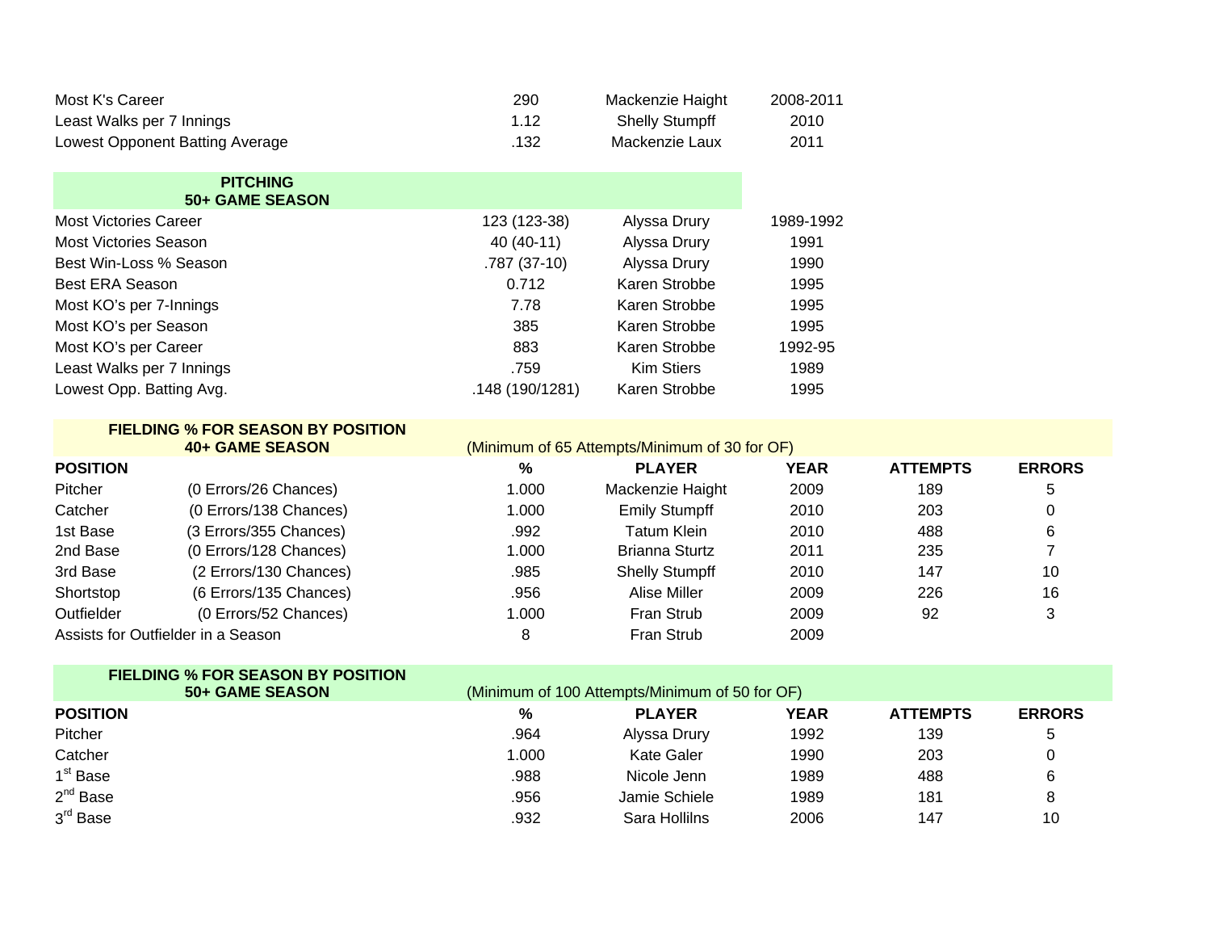| | | | |
|---|---|---|---|
| Most K's Career | 290 | Mackenzie Haight | 2008-2011 |
| Least Walks per 7 Innings | 1.12 | Shelly Stumpff | 2010 |
| Lowest Opponent Batting Average | .132 | Mackenzie Laux | 2011 |

**PITCHING**
**50+ GAME SEASON**

| | | | |
|---|---|---|---|
| Most Victories Career | 123 (123-38) | Alyssa Drury | 1989-1992 |
| Most Victories Season | 40 (40-11) | Alyssa Drury | 1991 |
| Best Win-Loss % Season | .787 (37-10) | Alyssa Drury | 1990 |
| Best ERA Season | 0.712 | Karen Strobbe | 1995 |
| Most KO's per 7-Innings | 7.78 | Karen Strobbe | 1995 |
| Most KO's per Season | 385 | Karen Strobbe | 1995 |
| Most KO's per Career | 883 | Karen Strobbe | 1992-95 |
| Least Walks per 7 Innings | .759 | Kim Stiers | 1989 |
| Lowest Opp. Batting Avg. | .148 (190/1281) | Karen Strobbe | 1995 |

**FIELDING % FOR SEASON BY POSITION**
**40+ GAME SEASON** (Minimum of 65 Attempts/Minimum of 30 for OF)

| POSITION | | % | PLAYER | YEAR | ATTEMPTS | ERRORS |
|---|---|---|---|---|---|---|
| Pitcher | (0 Errors/26 Chances) | 1.000 | Mackenzie Haight | 2009 | 189 | 5 |
| Catcher | (0 Errors/138 Chances) | 1.000 | Emily Stumpff | 2010 | 203 | 0 |
| 1st Base | (3 Errors/355 Chances) | .992 | Tatum Klein | 2010 | 488 | 6 |
| 2nd Base | (0 Errors/128 Chances) | 1.000 | Brianna Sturtz | 2011 | 235 | 7 |
| 3rd Base | (2 Errors/130 Chances) | .985 | Shelly Stumpff | 2010 | 147 | 10 |
| Shortstop | (6 Errors/135 Chances) | .956 | Alise Miller | 2009 | 226 | 16 |
| Outfielder | (0 Errors/52 Chances) | 1.000 | Fran Strub | 2009 | 92 | 3 |
| Assists for Outfielder in a Season | | 8 | Fran Strub | 2009 | | |

**FIELDING % FOR SEASON BY POSITION**
**50+ GAME SEASON** (Minimum of 100 Attempts/Minimum of 50 for OF)

| POSITION | % | PLAYER | YEAR | ATTEMPTS | ERRORS |
|---|---|---|---|---|---|
| Pitcher | .964 | Alyssa Drury | 1992 | 139 | 5 |
| Catcher | 1.000 | Kate Galer | 1990 | 203 | 0 |
| 1st Base | .988 | Nicole Jenn | 1989 | 488 | 6 |
| 2nd Base | .956 | Jamie Schiele | 1989 | 181 | 8 |
| 3rd Base | .932 | Sara Hollilns | 2006 | 147 | 10 |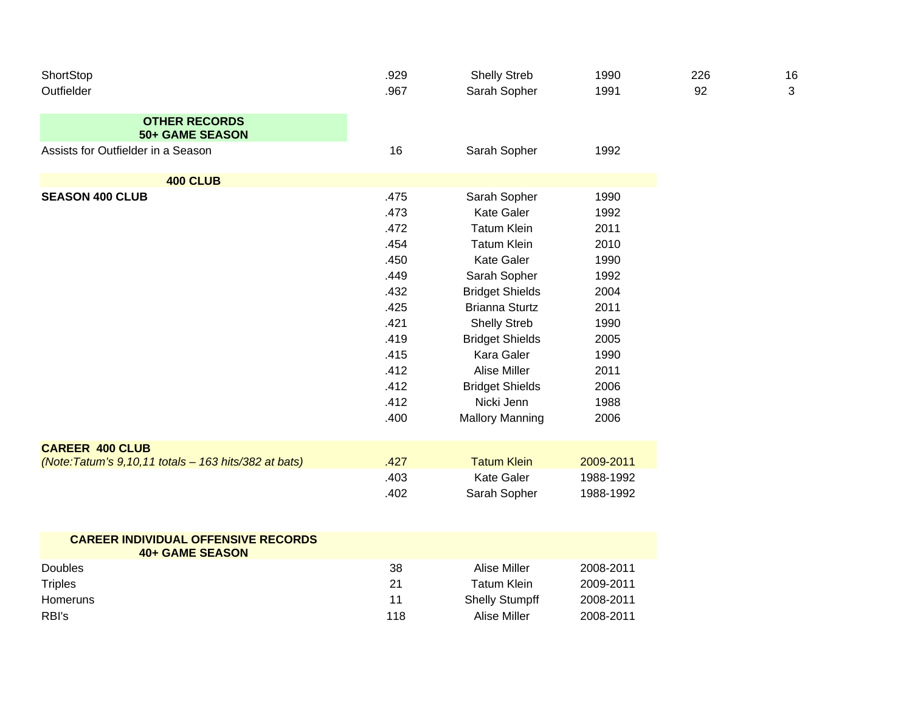| | | | | | |
|---|---|---|---|---|---|
| ShortStop | .929 | Shelly Streb | 1990 | 226 | 16 |
| Outfielder | .967 | Sarah Sopher | 1991 | 92 | 3 |

**OTHER RECORDS**
**50+ GAME SEASON**

| | | | |
|---|---|---|---|
| Assists for Outfielder in a Season | 16 | Sarah Sopher | 1992 |

**400 CLUB**

| **SEASON 400 CLUB** | | | |
|---|---|---|---|
| | .475 | Sarah Sopher | 1990 |
| | .473 | Kate Galer | 1992 |
| | .472 | Tatum Klein | 2011 |
| | .454 | Tatum Klein | 2010 |
| | .450 | Kate Galer | 1990 |
| | .449 | Sarah Sopher | 1992 |
| | .432 | Bridget Shields | 2004 |
| | .425 | Brianna Sturtz | 2011 |
| | .421 | Shelly Streb | 1990 |
| | .419 | Bridget Shields | 2005 |
| | .415 | Kara Galer | 1990 |
| | .412 | Alise Miller | 2011 |
| | .412 | Bridget Shields | 2006 |
| | .412 | Nicki Jenn | 1988 |
| | .400 | Mallory Manning | 2006 |

| **CAREER 400 CLUB** | | | |
|---|---|---|---|
| *(Note:Tatum's 9,10,11 totals – 163 hits/382 at bats)* | .427 | Tatum Klein | 2009-2011 |
| | .403 | Kate Galer | 1988-1992 |
| | .402 | Sarah Sopher | 1988-1992 |

**CAREER INDIVIDUAL OFFENSIVE RECORDS**
**40+ GAME SEASON**

| | | | |
|---|---|---|---|
| Doubles | 38 | Alise Miller | 2008-2011 |
| Triples | 21 | Tatum Klein | 2009-2011 |
| Homeruns | 11 | Shelly Stumpff | 2008-2011 |
| RBI's | 118 | Alise Miller | 2008-2011 |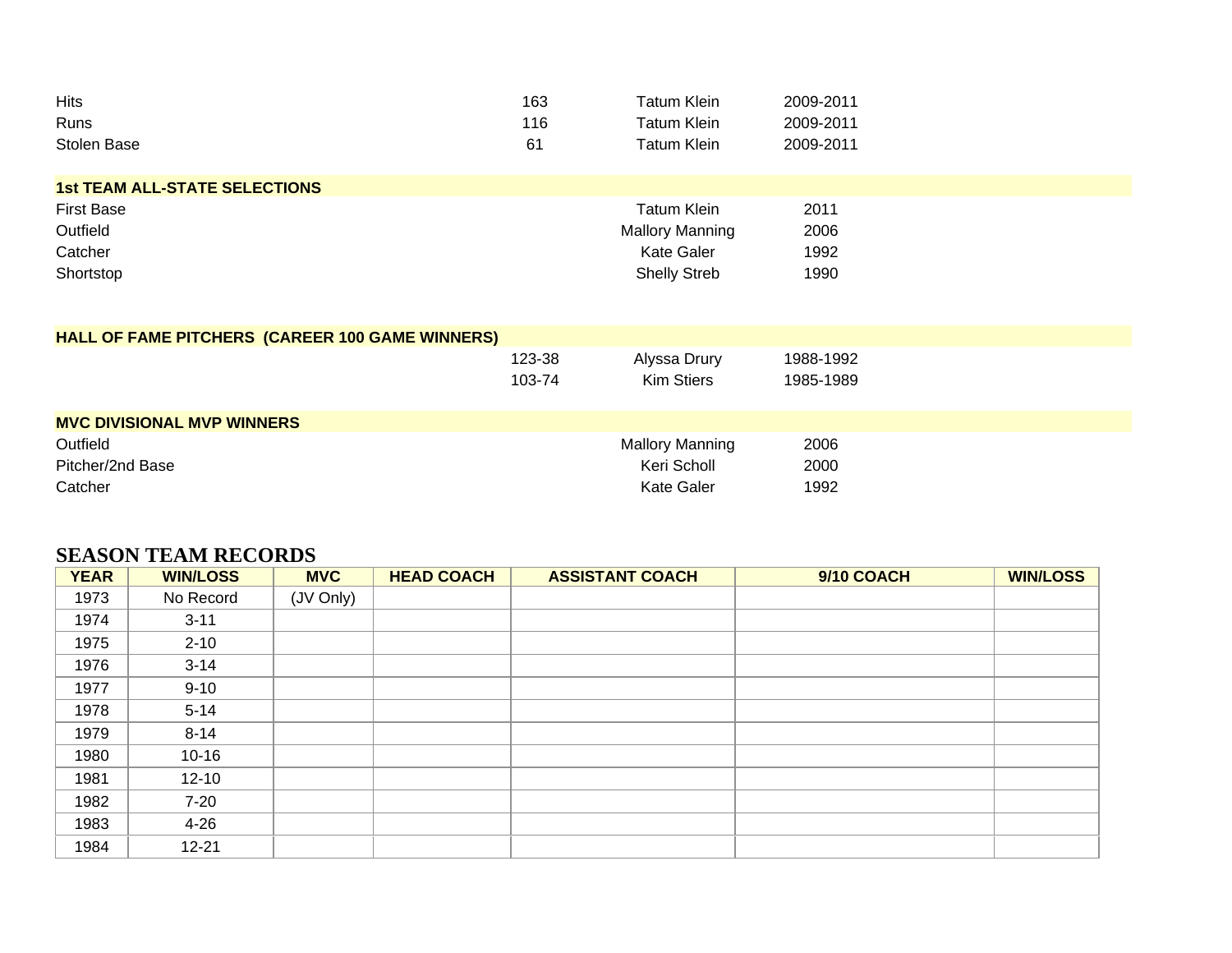| | | | |
|---|---|---|---|
| Hits | 163 | Tatum Klein | 2009-2011 |
| Runs | 116 | Tatum Klein | 2009-2011 |
| Stolen Base | 61 | Tatum Klein | 2009-2011 |

**1st TEAM ALL-STATE SELECTIONS**

| | | |
|---|---|---|
| First Base | Tatum Klein | 2011 |
| Outfield | Mallory Manning | 2006 |
| Catcher | Kate Galer | 1992 |
| Shortstop | Shelly Streb | 1990 |

**HALL OF FAME PITCHERS (CAREER 100 GAME WINNERS)**

| | | |
|---|---|---|
| 123-38 | Alyssa Drury | 1988-1992 |
| 103-74 | Kim Stiers | 1985-1989 |

**MVC DIVISIONAL MVP WINNERS**

| | | |
|---|---|---|
| Outfield | Mallory Manning | 2006 |
| Pitcher/2nd Base | Keri Scholl | 2000 |
| Catcher | Kate Galer | 1992 |

## SEASON TEAM RECORDS

| YEAR | WIN/LOSS | MVC | HEAD COACH | ASSISTANT COACH | 9/10 COACH | WIN/LOSS |
|---|---|---|---|---|---|---|
| 1973 | No Record | (JV Only) | | | | |
| 1974 | 3-11 | | | | | |
| 1975 | 2-10 | | | | | |
| 1976 | 3-14 | | | | | |
| 1977 | 9-10 | | | | | |
| 1978 | 5-14 | | | | | |
| 1979 | 8-14 | | | | | |
| 1980 | 10-16 | | | | | |
| 1981 | 12-10 | | | | | |
| 1982 | 7-20 | | | | | |
| 1983 | 4-26 | | | | | |
| 1984 | 12-21 | | | | | |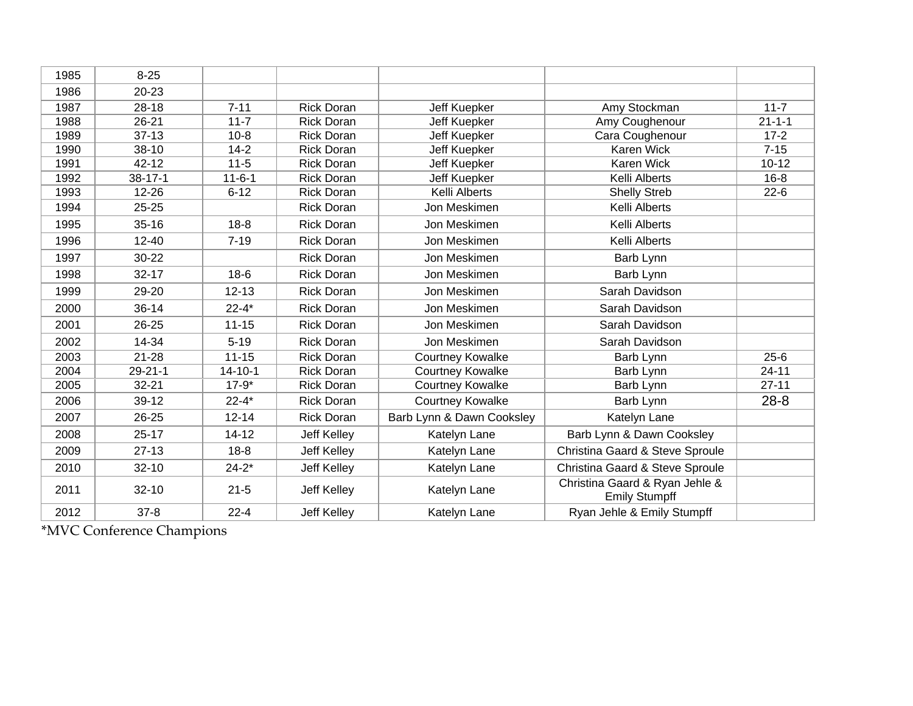| | | | | | | |
|---|---|---|---|---|---|---|
| 1985 | 8-25 | | | | | |
| 1986 | 20-23 | | | | | |
| 1987 | 28-18 | 7-11 | Rick Doran | Jeff Kuepker | Amy Stockman | 11-7 |
| 1988 | 26-21 | 11-7 | Rick Doran | Jeff Kuepker | Amy Coughenour | 21-1-1 |
| 1989 | 37-13 | 10-8 | Rick Doran | Jeff Kuepker | Cara Coughenour | 17-2 |
| 1990 | 38-10 | 14-2 | Rick Doran | Jeff Kuepker | Karen Wick | 7-15 |
| 1991 | 42-12 | 11-5 | Rick Doran | Jeff Kuepker | Karen Wick | 10-12 |
| 1992 | 38-17-1 | 11-6-1 | Rick Doran | Jeff Kuepker | Kelli Alberts | 16-8 |
| 1993 | 12-26 | 6-12 | Rick Doran | Kelli Alberts | Shelly Streb | 22-6 |
| 1994 | 25-25 | | Rick Doran | Jon Meskimen | Kelli Alberts | |
| 1995 | 35-16 | 18-8 | Rick Doran | Jon Meskimen | Kelli Alberts | |
| 1996 | 12-40 | 7-19 | Rick Doran | Jon Meskimen | Kelli Alberts | |
| 1997 | 30-22 | | Rick Doran | Jon Meskimen | Barb Lynn | |
| 1998 | 32-17 | 18-6 | Rick Doran | Jon Meskimen | Barb Lynn | |
| 1999 | 29-20 | 12-13 | Rick Doran | Jon Meskimen | Sarah Davidson | |
| 2000 | 36-14 | 22-4* | Rick Doran | Jon Meskimen | Sarah Davidson | |
| 2001 | 26-25 | 11-15 | Rick Doran | Jon Meskimen | Sarah Davidson | |
| 2002 | 14-34 | 5-19 | Rick Doran | Jon Meskimen | Sarah Davidson | |
| 2003 | 21-28 | 11-15 | Rick Doran | Courtney Kowalke | Barb Lynn | 25-6 |
| 2004 | 29-21-1 | 14-10-1 | Rick Doran | Courtney Kowalke | Barb Lynn | 24-11 |
| 2005 | 32-21 | 17-9* | Rick Doran | Courtney Kowalke | Barb Lynn | 27-11 |
| 2006 | 39-12 | 22-4* | Rick Doran | Courtney Kowalke | Barb Lynn | 28-8 |
| 2007 | 26-25 | 12-14 | Rick Doran | Barb Lynn & Dawn Cooksley | Katelyn Lane | |
| 2008 | 25-17 | 14-12 | Jeff Kelley | Katelyn Lane | Barb Lynn & Dawn Cooksley | |
| 2009 | 27-13 | 18-8 | Jeff Kelley | Katelyn Lane | Christina Gaard & Steve Sproule | |
| 2010 | 32-10 | 24-2* | Jeff Kelley | Katelyn Lane | Christina Gaard & Steve Sproule | |
| 2011 | 32-10 | 21-5 | Jeff Kelley | Katelyn Lane | Christina Gaard & Ryan Jehle & Emily Stumpff | |
| 2012 | 37-8 | 22-4 | Jeff Kelley | Katelyn Lane | Ryan Jehle & Emily Stumpff | |

*MVC Conference Champions